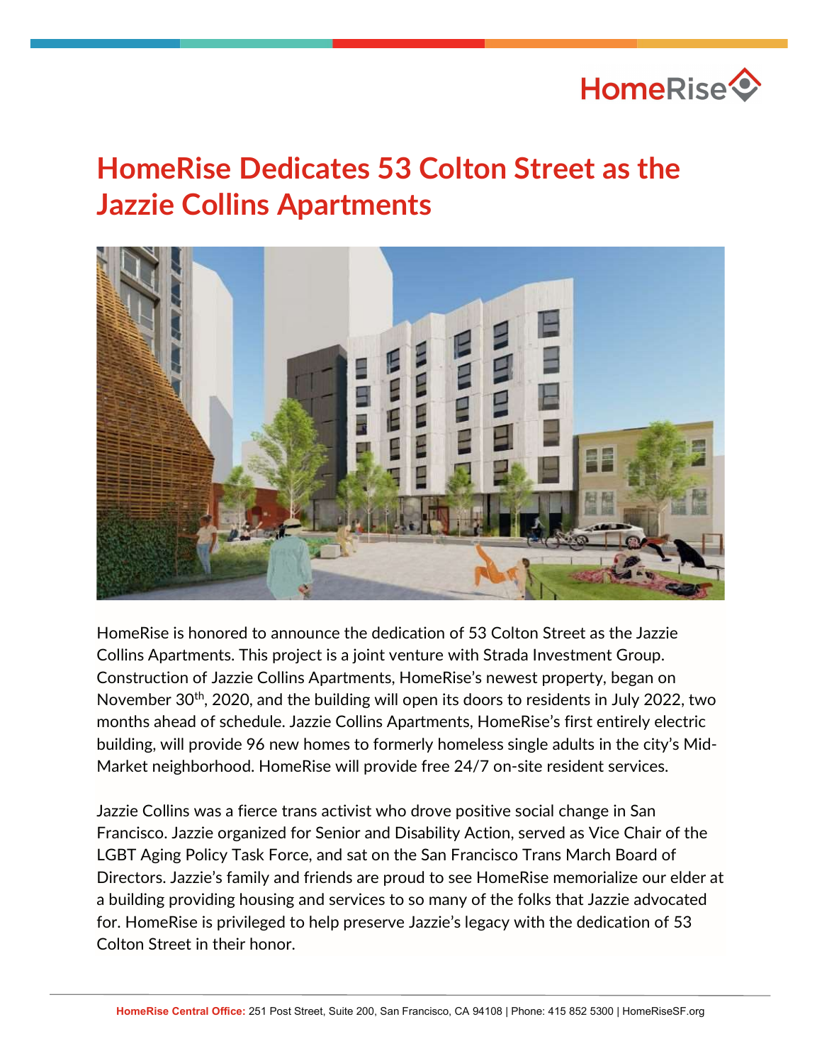# HomeRise Dedicates 53 Colton Street as the Jazzie Collins Apartments

HomeRise is honored to announce the dedication of 53 Colton Street as the Jazzie Collins Apartments. This project is a joint venture with Strada Investment Group. Construction of Jazzie Collins Apartments, HomeRise's newest property, began on November 30th, 2020, and the building will open its doors to residents in July 2022, two months ahead of schedule. Jazzie Collins Apartments, HomeRise's first entirely electric building, will provide 96 new homes to formerly homeless single adults in the city's Mid-Market neighborhood. HomeRise will provide free 24/7 on-site resident services.

Jazzie Collins was a fierce trans activist who drove positive social change in San Francisco. Jazzie organized for Senior and Disability Action, served as Vice Chair of the LGBT Aging Policy Task Force, and sat on the San Francisco Trans March Board of Directors. Jazzie's family and friends are proud to see HomeRise memorialize our elder at a building providing housing and services to so many of the folks that Jazzie advocated for. HomeRise is privileged to help preserve Jazzie's legacy with the dedication of 53 Colton Street in their honor.

**HomeRise Central Office:** 251 Post Street, Suite 200, San Francisco, CA 94108 | Phone: 415 852 5300 | HomeRiseSF.org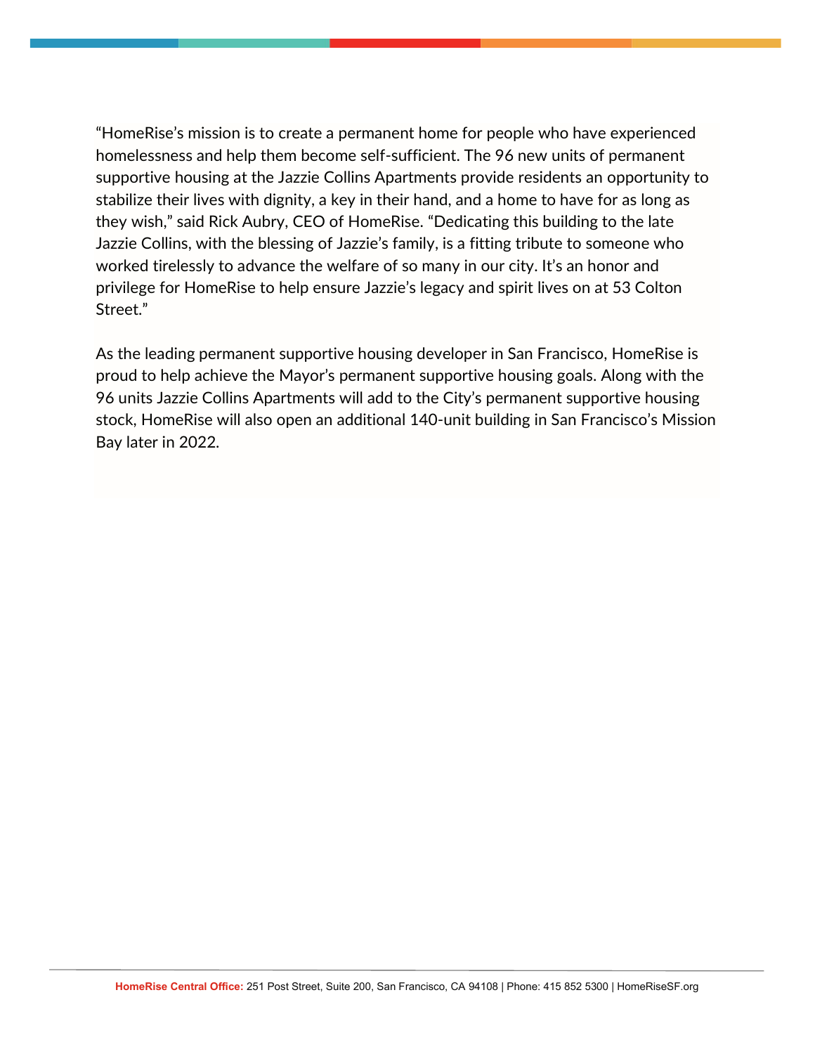"HomeRise's mission is to create a permanent home for people who have experienced homelessness and help them become self-sufficient. The 96 new units of permanent supportive housing at the Jazzie Collins Apartments provide residents an opportunity to stabilize their lives with dignity, a key in their hand, and a home to have for as long as they wish," said Rick Aubry, CEO of HomeRise. "Dedicating this building to the late Jazzie Collins, with the blessing of Jazzie's family, is a fitting tribute to someone who worked tirelessly to advance the welfare of so many in our city. It's an honor and privilege for HomeRise to help ensure Jazzie's legacy and spirit lives on at 53 Colton Street."

As the leading permanent supportive housing developer in San Francisco, HomeRise is proud to help achieve the Mayor's permanent supportive housing goals. Along with the 96 units Jazzie Collins Apartments will add to the City's permanent supportive housing stock, HomeRise will also open an additional 140-unit building in San Francisco's Mission Bay later in 2022.